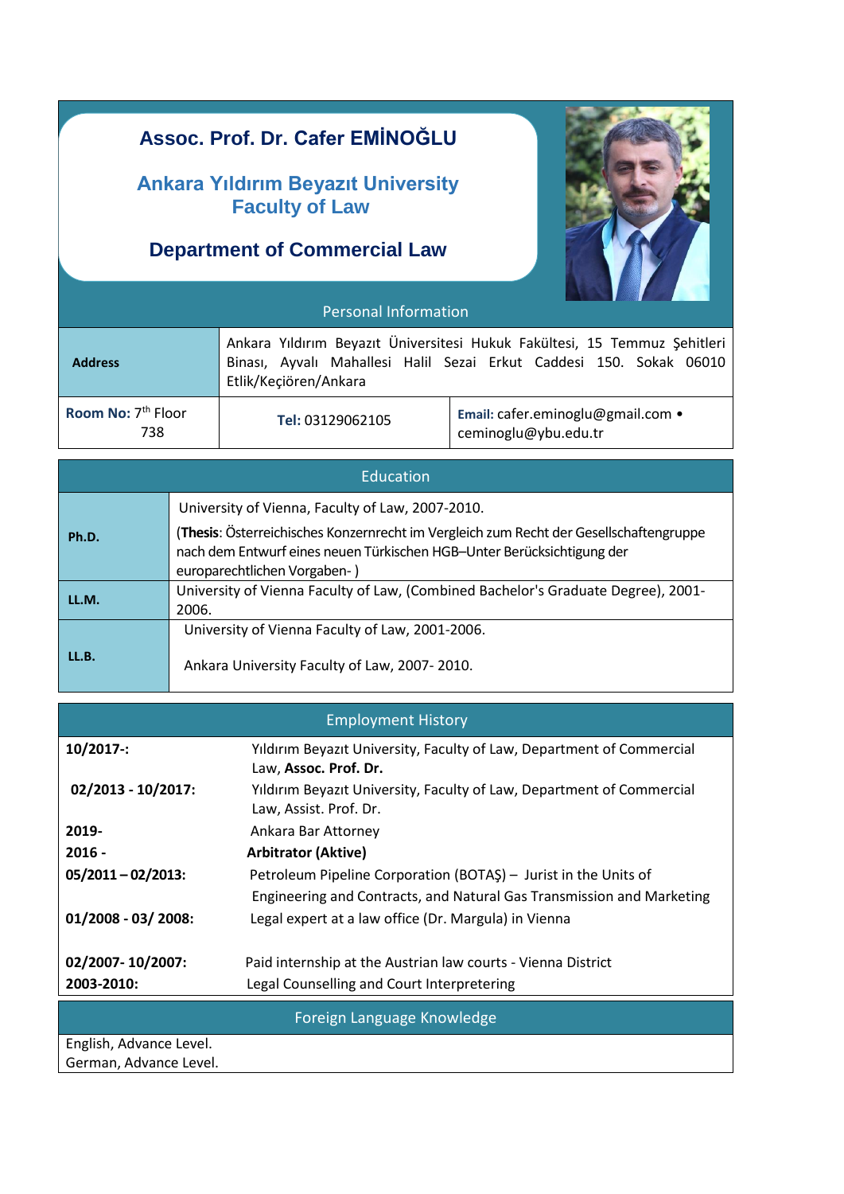# Assoc. Prof. Dr. Cafer EMİNOĞLU

## Ankara Yıldırım Beyazıt University
## Faculty of Law

## Department of Commercial Law

### Personal Information

| | | |
|---|---|---|
| **Address** | Ankara Yıldırım Beyazıt Üniversitesi Hukuk Fakültesi, 15 Temmuz Şehitleri Binası, Ayvalı Mahallesi Halil Sezai Erkut Caddesi 150. Sokak 06010 Etlik/Keçiören/Ankara | |
| **Room No:** 7th Floor 738 | **Tel:** 03129062105 | **Email:** cafer.eminoglu@gmail.com • ceminoglu@ybu.edu.tr |

### Education

| | |
|---|---|
| **Ph.D.** | University of Vienna, Faculty of Law, 2007-2010. (**Thesis**: Österreichisches Konzernrecht im Vergleich zum Recht der Gesellschaftengruppe nach dem Entwurf eines neuen Türkischen HGB–Unter Berücksichtigung der europarechtlichen Vorgaben- ) |
| **LL.M.** | University of Vienna Faculty of Law, (Combined Bachelor's Graduate Degree), 2001-2006. |
| **LL.B.** | University of Vienna Faculty of Law, 2001-2006. Ankara University Faculty of Law, 2007- 2010. |

### Employment History

| | |
|---|---|
| **10/2017-:** | Yıldırım Beyazıt University, Faculty of Law, Department of Commercial Law, **Assoc. Prof. Dr.** |
| **02/2013 - 10/2017:** | Yıldırım Beyazıt University, Faculty of Law, Department of Commercial Law, Assist. Prof. Dr. |
| **2019-** | Ankara Bar Attorney |
| **2016 -** | **Arbitrator (Aktive)** |
| **05/2011 – 02/2013:** | Petroleum Pipeline Corporation (BOTAŞ) – Jurist in the Units of Engineering and Contracts, and Natural Gas Transmission and Marketing |
| **01/2008 - 03/ 2008:** | Legal expert at a law office (Dr. Margula) in Vienna |
| **02/2007- 10/2007:** | Paid internship at the Austrian law courts - Vienna District |
| **2003-2010:** | Legal Counselling and Court Interpretering |

### Foreign Language Knowledge

English, Advance Level.
German, Advance Level.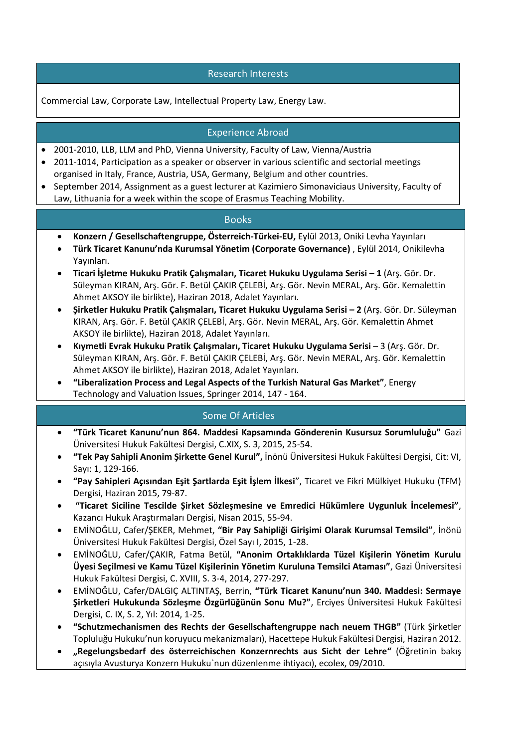## Research Interests

Commercial Law, Corporate Law, Intellectual Property Law, Energy Law.

## Experience Abroad

- 2001-2010, LLB, LLM and PhD, Vienna University, Faculty of Law, Vienna/Austria
- 2011-1014, Participation as a speaker or observer in various scientific and sectorial meetings organised in Italy, France, Austria, USA, Germany, Belgium and other countries.
- September 2014, Assignment as a guest lecturer at Kazimiero Simonaviciaus University, Faculty of Law, Lithuania for a week within the scope of Erasmus Teaching Mobility.

## Books

- **Konzern / Gesellschaftengruppe, Österreich-Türkei-EU,** Eylül 2013, Oniki Levha Yayınları
- **Türk Ticaret Kanunu'nda Kurumsal Yönetim (Corporate Governance)** , Eylül 2014, Onikilevha Yayınları.
- **Ticari İşletme Hukuku Pratik Çalışmaları, Ticaret Hukuku Uygulama Serisi – 1** (Arş. Gör. Dr. Süleyman KIRAN, Arş. Gör. F. Betül ÇAKIR ÇELEBİ, Arş. Gör. Nevin MERAL, Arş. Gör. Kemalettin Ahmet AKSOY ile birlikte), Haziran 2018, Adalet Yayınları.
- **Şirketler Hukuku Pratik Çalışmaları, Ticaret Hukuku Uygulama Serisi – 2** (Arş. Gör. Dr. Süleyman KIRAN, Arş. Gör. F. Betül ÇAKIR ÇELEBİ, Arş. Gör. Nevin MERAL, Arş. Gör. Kemalettin Ahmet AKSOY ile birlikte), Haziran 2018, Adalet Yayınları.
- **Kıymetli Evrak Hukuku Pratik Çalışmaları, Ticaret Hukuku Uygulama Serisi** – 3 (Arş. Gör. Dr. Süleyman KIRAN, Arş. Gör. F. Betül ÇAKIR ÇELEBİ, Arş. Gör. Nevin MERAL, Arş. Gör. Kemalettin Ahmet AKSOY ile birlikte), Haziran 2018, Adalet Yayınları.
- **"Liberalization Process and Legal Aspects of the Turkish Natural Gas Market"**, Energy Technology and Valuation Issues, Springer 2014, 147 - 164.

## Some Of Articles

- **"Türk Ticaret Kanunu'nun 864. Maddesi Kapsamında Gönderenin Kusursuz Sorumluluğu"** Gazi Üniversitesi Hukuk Fakültesi Dergisi, C.XIX, S. 3, 2015, 25-54.
- **"Tek Pay Sahipli Anonim Şirkette Genel Kurul",** İnönü Üniversitesi Hukuk Fakültesi Dergisi, Cit: VI, Sayı: 1, 129-166.
- **"Pay Sahipleri Açısından Eşit Şartlarda Eşit İşlem İlkesi**", Ticaret ve Fikri Mülkiyet Hukuku (TFM) Dergisi, Haziran 2015, 79-87.
- **"Ticaret Siciline Tescilde Şirket Sözleşmesine ve Emredici Hükümlere Uygunluk İncelemesi"**, Kazancı Hukuk Araştırmaları Dergisi, Nisan 2015, 55-94.
- EMİNOĞLU, Cafer/ŞEKER, Mehmet, **"Bir Pay Sahipliği Girişimi Olarak Kurumsal Temsilci"**, İnönü Üniversitesi Hukuk Fakültesi Dergisi, Özel Sayı I, 2015, 1-28.
- EMİNOĞLU, Cafer/ÇAKIR, Fatma Betül, **"Anonim Ortaklıklarda Tüzel Kişilerin Yönetim Kurulu Üyesi Seçilmesi ve Kamu Tüzel Kişilerinin Yönetim Kuruluna Temsilci Ataması"**, Gazi Üniversitesi Hukuk Fakültesi Dergisi, C. XVIII, S. 3-4, 2014, 277-297.
- EMİNOĞLU, Cafer/DALGIÇ ALTINTAŞ, Berrin, **"Türk Ticaret Kanunu'nun 340. Maddesi: Sermaye Şirketleri Hukukunda Sözleşme Özgürlüğünün Sonu Mu?"**, Erciyes Üniversitesi Hukuk Fakültesi Dergisi, C. IX, S. 2, Yıl: 2014, 1-25.
- **"Schutzmechanismen des Rechts der Gesellschaftengruppe nach neuem THGB"** (Türk Şirketler Topluluğu Hukuku'nun koruyucu mekanizmaları), Hacettepe Hukuk Fakültesi Dergisi, Haziran 2012.
- **„Regelungsbedarf des österreichischen Konzernrechts aus Sicht der Lehre"** (Öğretinin bakış açısıyla Avusturya Konzern Hukuku`nun düzenlenme ihtiyacı), ecolex, 09/2010.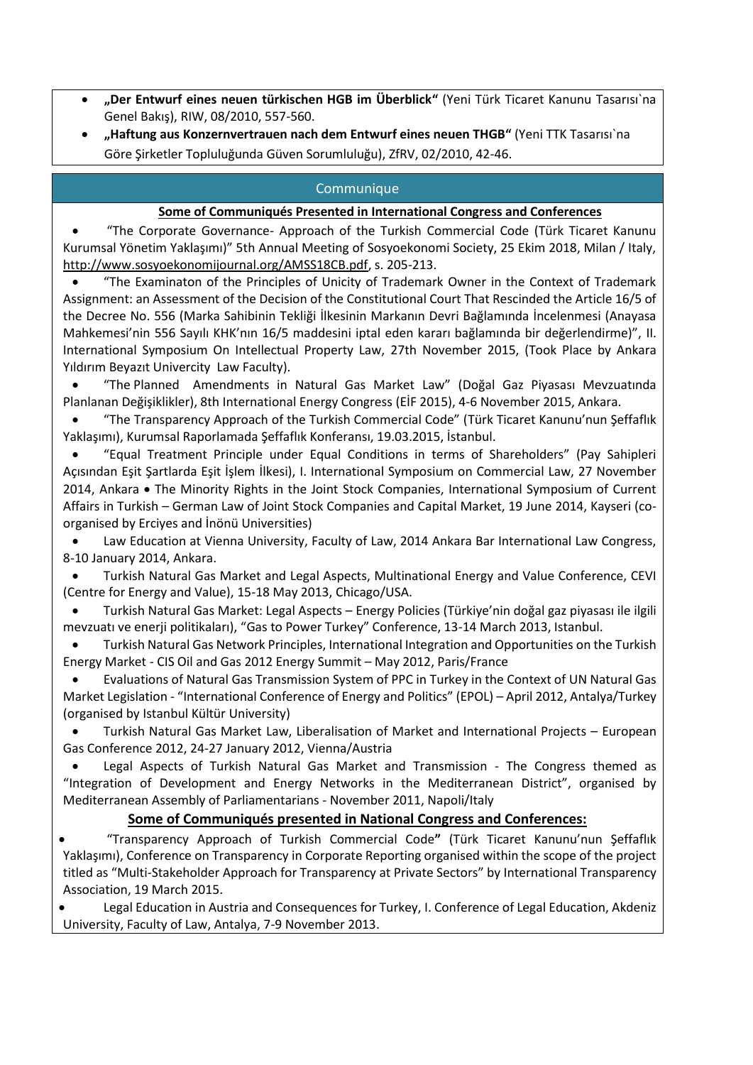- **„Der Entwurf eines neuen türkischen HGB im Überblick"** (Yeni Türk Ticaret Kanunu Tasarısı`na Genel Bakış), RIW, 08/2010, 557-560.
- **„Haftung aus Konzernvertrauen nach dem Entwurf eines neuen THGB"** (Yeni TTK Tasarısı`na Göre Şirketler Topluluğunda Güven Sorumluluğu), ZfRV, 02/2010, 42-46.

## Communique

**Some of Communiqués Presented in International Congress and Conferences**

- "The Corporate Governance- Approach of the Turkish Commercial Code (Türk Ticaret Kanunu Kurumsal Yönetim Yaklaşımı)" 5th Annual Meeting of Sosyoekonomi Society, 25 Ekim 2018, Milan / Italy, http://www.sosyoekonomijournal.org/AMSS18CB.pdf, s. 205-213.
- "The Examinaton of the Principles of Unicity of Trademark Owner in the Context of Trademark Assignment: an Assessment of the Decision of the Constitutional Court That Rescinded the Article 16/5 of the Decree No. 556 (Marka Sahibinin Tekliği İlkesinin Markanın Devri Bağlamında İncelenmesi (Anayasa Mahkemesi'nin 556 Sayılı KHK'nın 16/5 maddesini iptal eden kararı bağlamında bir değerlendirme)", II. International Symposium On Intellectual Property Law, 27th November 2015, (Took Place by Ankara Yıldırım Beyazıt Univercity Law Faculty).
- "The Planned Amendments in Natural Gas Market Law" (Doğal Gaz Piyasası Mevzuatında Planlanan Değişiklikler), 8th International Energy Congress (EİF 2015), 4-6 November 2015, Ankara.
- "The Transparency Approach of the Turkish Commercial Code" (Türk Ticaret Kanunu'nun Şeffaflık Yaklaşımı), Kurumsal Raporlamada Şeffaflık Konferansı, 19.03.2015, İstanbul.
- "Equal Treatment Principle under Equal Conditions in terms of Shareholders" (Pay Sahipleri Açısından Eşit Şartlarda Eşit İşlem İlkesi), I. International Symposium on Commercial Law, 27 November 2014, Ankara • The Minority Rights in the Joint Stock Companies, International Symposium of Current Affairs in Turkish – German Law of Joint Stock Companies and Capital Market, 19 June 2014, Kayseri (co-organised by Erciyes and İnönü Universities)
- Law Education at Vienna University, Faculty of Law, 2014 Ankara Bar International Law Congress, 8-10 January 2014, Ankara.
- Turkish Natural Gas Market and Legal Aspects, Multinational Energy and Value Conference, CEVI (Centre for Energy and Value), 15-18 May 2013, Chicago/USA.
- Turkish Natural Gas Market: Legal Aspects – Energy Policies (Türkiye'nin doğal gaz piyasası ile ilgili mevzuatı ve enerji politikaları), "Gas to Power Turkey" Conference, 13-14 March 2013, Istanbul.
- Turkish Natural Gas Network Principles, International Integration and Opportunities on the Turkish Energy Market - CIS Oil and Gas 2012 Energy Summit – May 2012, Paris/France
- Evaluations of Natural Gas Transmission System of PPC in Turkey in the Context of UN Natural Gas Market Legislation - "International Conference of Energy and Politics" (EPOL) – April 2012, Antalya/Turkey (organised by Istanbul Kültür University)
- Turkish Natural Gas Market Law, Liberalisation of Market and International Projects – European Gas Conference 2012, 24-27 January 2012, Vienna/Austria
- Legal Aspects of Turkish Natural Gas Market and Transmission - The Congress themed as "Integration of Development and Energy Networks in the Mediterranean District", organised by Mediterranean Assembly of Parliamentarians - November 2011, Napoli/Italy

**Some of Communiqués presented in National Congress and Conferences:**

- "Transparency Approach of Turkish Commercial Code**"** (Türk Ticaret Kanunu'nun Şeffaflık Yaklaşımı), Conference on Transparency in Corporate Reporting organised within the scope of the project titled as "Multi-Stakeholder Approach for Transparency at Private Sectors" by International Transparency Association, 19 March 2015.
- Legal Education in Austria and Consequences for Turkey, I. Conference of Legal Education, Akdeniz University, Faculty of Law, Antalya, 7-9 November 2013.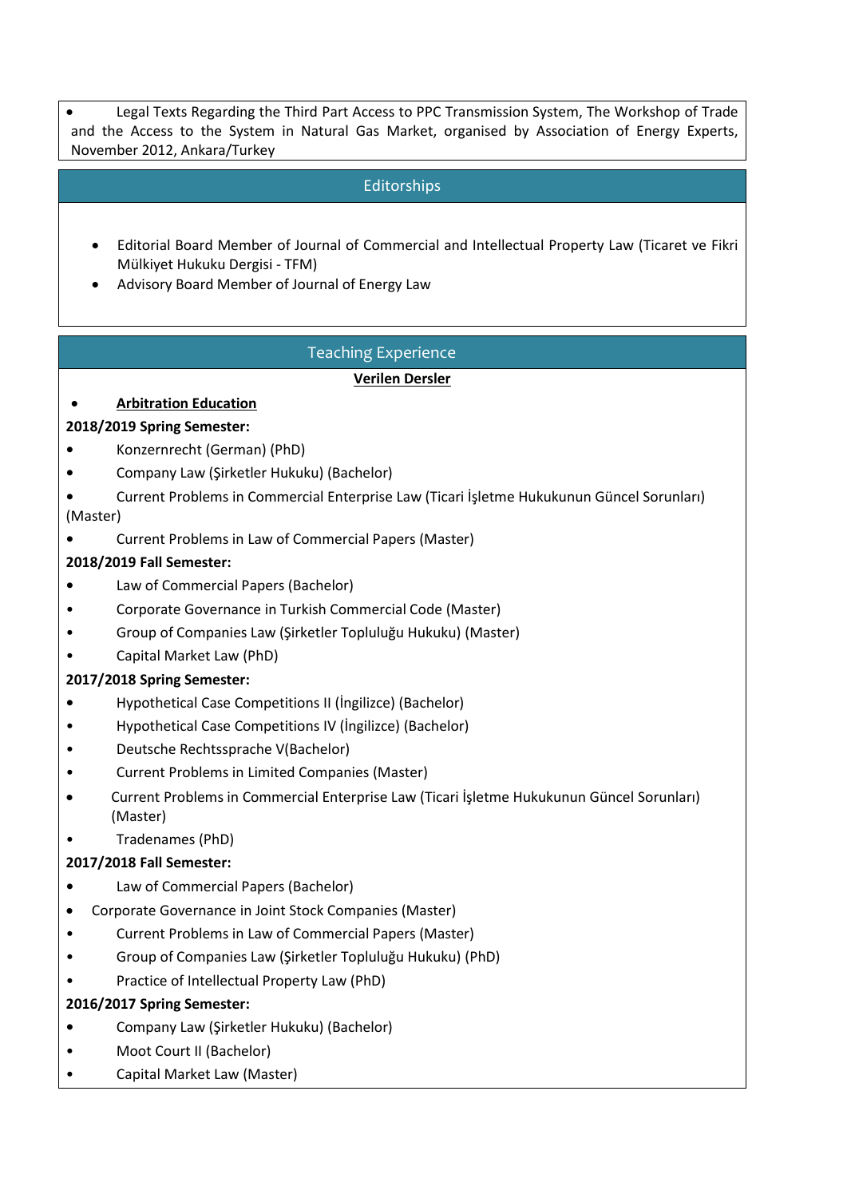- Legal Texts Regarding the Third Part Access to PPC Transmission System, The Workshop of Trade and the Access to the System in Natural Gas Market, organised by Association of Energy Experts, November 2012, Ankara/Turkey

## Editorships

- Editorial Board Member of Journal of Commercial and Intellectual Property Law (Ticaret ve Fikri Mülkiyet Hukuku Dergisi - TFM)
- Advisory Board Member of Journal of Energy Law

## Teaching Experience

**Verilen Dersler**

- **Arbitration Education**

**2018/2019 Spring Semester:**

- Konzernrecht (German) (PhD)
- Company Law (Şirketler Hukuku) (Bachelor)
- Current Problems in Commercial Enterprise Law (Ticari İşletme Hukukunun Güncel Sorunları) (Master)
- Current Problems in Law of Commercial Papers (Master)

**2018/2019 Fall Semester:**

- Law of Commercial Papers (Bachelor)
- Corporate Governance in Turkish Commercial Code (Master)
- Group of Companies Law (Şirketler Topluluğu Hukuku) (Master)
- Capital Market Law (PhD)

**2017/2018 Spring Semester:**

- Hypothetical Case Competitions II (İngilizce) (Bachelor)
- Hypothetical Case Competitions IV (İngilizce) (Bachelor)
- Deutsche Rechtssprache V(Bachelor)
- Current Problems in Limited Companies (Master)
- Current Problems in Commercial Enterprise Law (Ticari İşletme Hukukunun Güncel Sorunları) (Master)
- Tradenames (PhD)

**2017/2018 Fall Semester:**

- Law of Commercial Papers (Bachelor)
- Corporate Governance in Joint Stock Companies (Master)
- Current Problems in Law of Commercial Papers (Master)
- Group of Companies Law (Şirketler Topluluğu Hukuku) (PhD)
- Practice of Intellectual Property Law (PhD)

**2016/2017 Spring Semester:**

- Company Law (Şirketler Hukuku) (Bachelor)
- Moot Court II (Bachelor)
- Capital Market Law (Master)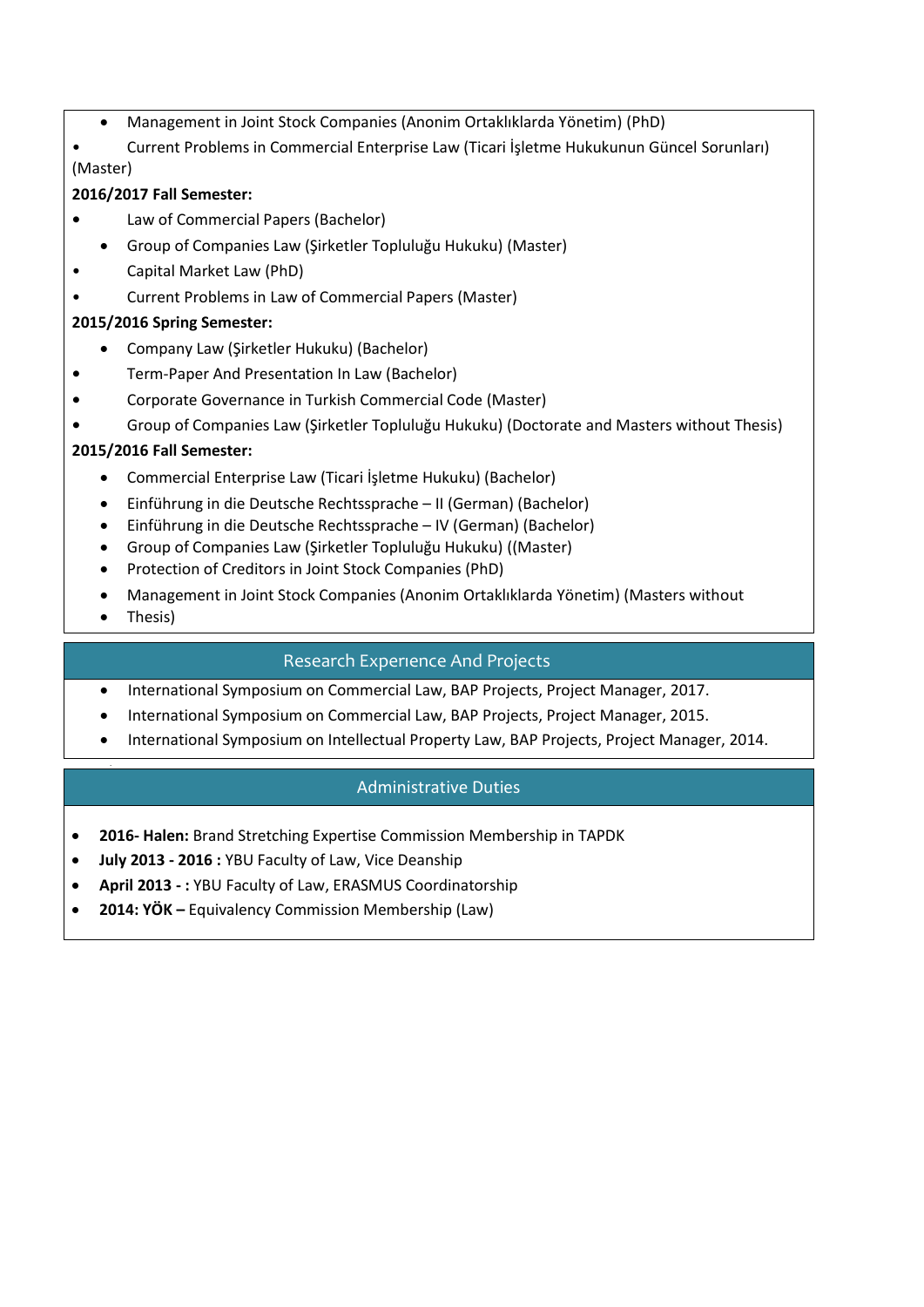- Management in Joint Stock Companies (Anonim Ortaklıklarda Yönetim) (PhD)
- Current Problems in Commercial Enterprise Law (Ticari İşletme Hukukunun Güncel Sorunları) (Master)

**2016/2017 Fall Semester:**

- Law of Commercial Papers (Bachelor)
- Group of Companies Law (Şirketler Topluluğu Hukuku) (Master)
- Capital Market Law (PhD)
- Current Problems in Law of Commercial Papers (Master)

**2015/2016 Spring Semester:**

- Company Law (Şirketler Hukuku) (Bachelor)
- Term-Paper And Presentation In Law (Bachelor)
- Corporate Governance in Turkish Commercial Code (Master)
- Group of Companies Law (Şirketler Topluluğu Hukuku) (Doctorate and Masters without Thesis)

**2015/2016 Fall Semester:**

- Commercial Enterprise Law (Ticari İşletme Hukuku) (Bachelor)
- Einführung in die Deutsche Rechtssprache – II (German) (Bachelor)
- Einführung in die Deutsche Rechtssprache – IV (German) (Bachelor)
- Group of Companies Law (Şirketler Topluluğu Hukuku) ((Master)
- Protection of Creditors in Joint Stock Companies (PhD)
- Management in Joint Stock Companies (Anonim Ortaklıklarda Yönetim) (Masters without
- Thesis)

## Research Experıence And Projects

- International Symposium on Commercial Law, BAP Projects, Project Manager, 2017.
- International Symposium on Commercial Law, BAP Projects, Project Manager, 2015.
- International Symposium on Intellectual Property Law, BAP Projects, Project Manager, 2014.

## Administrative Duties

- **2016- Halen:** Brand Stretching Expertise Commission Membership in TAPDK
- **July 2013 - 2016 :** YBU Faculty of Law, Vice Deanship
- **April 2013 - :** YBU Faculty of Law, ERASMUS Coordinatorship
- **2014: YÖK –** Equivalency Commission Membership (Law)